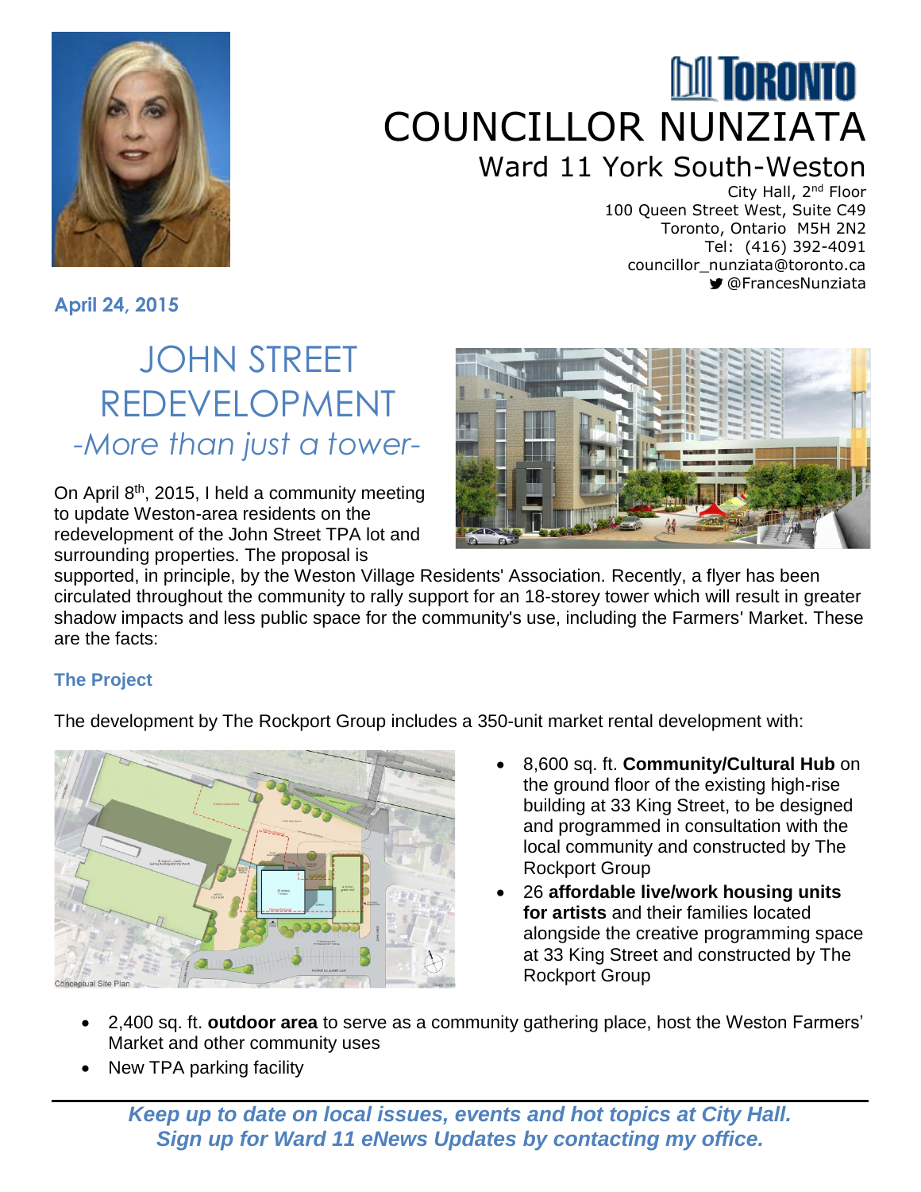# COUNCILLOR NUNZIATA

## Ward 11 York South-Weston

City Hall, 2nd Floor
100 Queen Street West, Suite C49
Toronto, Ontario M5H 2N2
Tel: (416) 392-4091
councillor_nunziata@toronto.ca
@FrancesNunziata

**April 24, 2015**

# JOHN STREET REDEVELOPMENT

*-More than just a tower-*

On April 8th, 2015, I held a community meeting to update Weston-area residents on the redevelopment of the John Street TPA lot and surrounding properties. The proposal is supported, in principle, by the Weston Village Residents' Association. Recently, a flyer has been circulated throughout the community to rally support for an 18-storey tower which will result in greater shadow impacts and less public space for the community's use, including the Farmers' Market. These are the facts:

### The Project

The development by The Rockport Group includes a 350-unit market rental development with:

Conceptual Site Plan

- 8,600 sq. ft. **Community/Cultural Hub** on the ground floor of the existing high-rise building at 33 King Street, to be designed and programmed in consultation with the local community and constructed by The Rockport Group
- 26 **affordable live/work housing units for artists** and their families located alongside the creative programming space at 33 King Street and constructed by The Rockport Group
- 2,400 sq. ft. **outdoor area** to serve as a community gathering place, host the Weston Farmers' Market and other community uses
- New TPA parking facility

***Keep up to date on local issues, events and hot topics at City Hall. Sign up for Ward 11 eNews Updates by contacting my office.***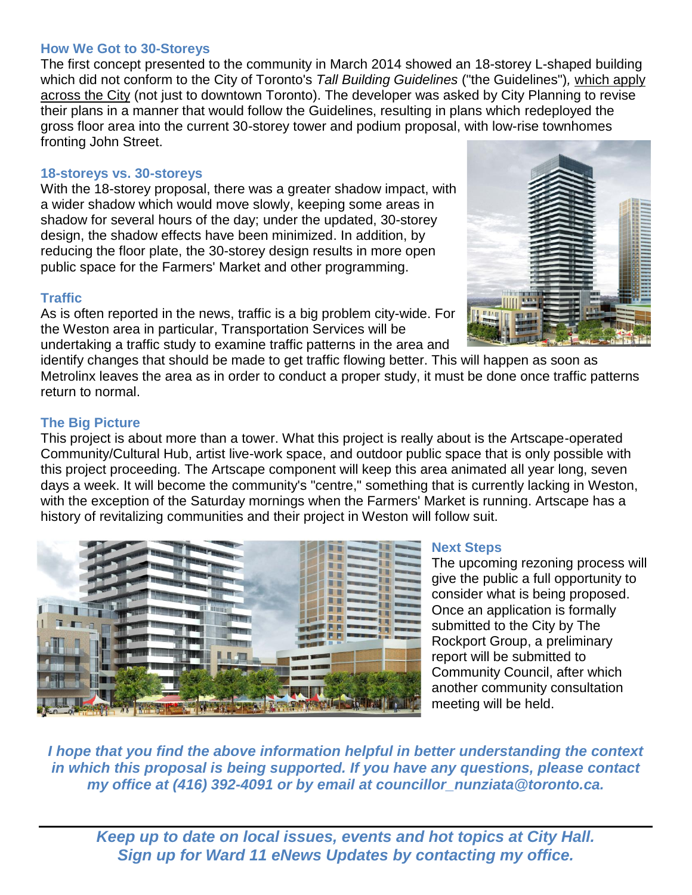### How We Got to 30-Storeys

The first concept presented to the community in March 2014 showed an 18-storey L-shaped building which did not conform to the City of Toronto's *Tall Building Guidelines* ("the Guidelines"), which apply across the City (not just to downtown Toronto). The developer was asked by City Planning to revise their plans in a manner that would follow the Guidelines, resulting in plans which redeployed the gross floor area into the current 30-storey tower and podium proposal, with low-rise townhomes fronting John Street.

### 18-storeys vs. 30-storeys

With the 18-storey proposal, there was a greater shadow impact, with a wider shadow which would move slowly, keeping some areas in shadow for several hours of the day; under the updated, 30-storey design, the shadow effects have been minimized. In addition, by reducing the floor plate, the 30-storey design results in more open public space for the Farmers' Market and other programming.

### Traffic

As is often reported in the news, traffic is a big problem city-wide. For the Weston area in particular, Transportation Services will be undertaking a traffic study to examine traffic patterns in the area and identify changes that should be made to get traffic flowing better. This will happen as soon as Metrolinx leaves the area as in order to conduct a proper study, it must be done once traffic patterns return to normal.

### The Big Picture

This project is about more than a tower. What this project is really about is the Artscape-operated Community/Cultural Hub, artist live-work space, and outdoor public space that is only possible with this project proceeding. The Artscape component will keep this area animated all year long, seven days a week. It will become the community's "centre," something that is currently lacking in Weston, with the exception of the Saturday mornings when the Farmers' Market is running. Artscape has a history of revitalizing communities and their project in Weston will follow suit.

### Next Steps

The upcoming rezoning process will give the public a full opportunity to consider what is being proposed. Once an application is formally submitted to the City by The Rockport Group, a preliminary report will be submitted to Community Council, after which another community consultation meeting will be held.

***I hope that you find the above information helpful in better understanding the context in which this proposal is being supported. If you have any questions, please contact my office at (416) 392-4091 or by email at councillor_nunziata@toronto.ca.***

---

***Keep up to date on local issues, events and hot topics at City Hall. Sign up for Ward 11 eNews Updates by contacting my office.***